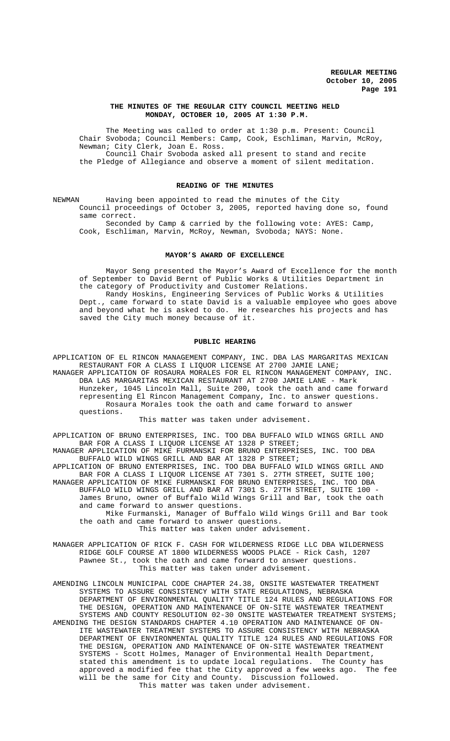## THE MINUTES OF THE REGULAR CITY COUNCIL MEETING HELD MONDAY, OCTOBER 10, 2005 AT 1:30 P.M.

The Meeting was called to order at 1:30 p.m. Present: Council Chair Svoboda; Council Members: Camp, Cook, Eschliman, Marvin, McRoy, Newman; City Clerk, Joan E. Ross.

Council Chair Svoboda asked all present to stand and recite the Pledge of Allegiance and observe a moment of silent meditation.

### READING OF THE MINUTES

NEWMAN Having been appointed to read the minutes of the City Council proceedings of October 3, 2005, reported having done so, found same correct.

Seconded by Camp & carried by the following vote: AYES: Camp, Cook, Eschliman, Marvin, McRoy, Newman, Svoboda; NAYS: None.

### MAYOR'S AWARD OF EXCELLENCE

Mayor Seng presented the Mayor's Award of Excellence for the month of September to David Bernt of Public Works & Utilities Department in the category of Productivity and Customer Relations.

Randy Hoskins, Engineering Services of Public Works & Utilities Dept., came forward to state David is a valuable employee who goes above and beyond what he is asked to do. He researches his projects and has saved the City much money because of it.

### PUBLIC HEARING

APPLICATION OF EL RINCON MANAGEMENT COMPANY, INC. DBA LAS MARGARITAS MEXICAN RESTAURANT FOR A CLASS I LIQUOR LICENSE AT 2700 JAMIE LANE;

MANAGER APPLICATION OF ROSAURA MORALES FOR EL RINCON MANAGEMENT COMPANY, INC. DBA LAS MARGARITAS MEXICAN RESTAURANT AT 2700 JAMIE LANE - Mark Hunzeker, 1045 Lincoln Mall, Suite 200, took the oath and came forward representing El Rincon Management Company, Inc. to answer questions.

Rosaura Morales took the oath and came forward to answer questions.

This matter was taken under advisement.

APPLICATION OF BRUNO ENTERPRISES, INC. TOO DBA BUFFALO WILD WINGS GRILL AND BAR FOR A CLASS I LIQUOR LICENSE AT 1328 P STREET;

MANAGER APPLICATION OF MIKE FURMANSKI FOR BRUNO ENTERPRISES, INC. TOO DBA BUFFALO WILD WINGS GRILL AND BAR AT 1328 P STREET;

APPLICATION OF BRUNO ENTERPRISES, INC. TOO DBA BUFFALO WILD WINGS GRILL AND BAR FOR A CLASS I LIQUOR LICENSE AT 7301 S. 27TH STREET, SUITE 100;

MANAGER APPLICATION OF MIKE FURMANSKI FOR BRUNO ENTERPRISES, INC. TOO DBA BUFFALO WILD WINGS GRILL AND BAR AT 7301 S. 27TH STREET, SUITE 100 - James Bruno, owner of Buffalo Wild Wings Grill and Bar, took the oath and came forward to answer questions.

Mike Furmanski, Manager of Buffalo Wild Wings Grill and Bar took the oath and came forward to answer questions.

This matter was taken under advisement.

MANAGER APPLICATION OF RICK F. CASH FOR WILDERNESS RIDGE LLC DBA WILDERNESS RIDGE GOLF COURSE AT 1800 WILDERNESS WOODS PLACE - Rick Cash, 1207 Pawnee St., took the oath and came forward to answer questions.

This matter was taken under advisement.

AMENDING LINCOLN MUNICIPAL CODE CHAPTER 24.38, ONSITE WASTEWATER TREATMENT SYSTEMS TO ASSURE CONSISTENCY WITH STATE REGULATIONS, NEBRASKA DEPARTMENT OF ENVIRONMENTAL QUALITY TITLE 124 RULES AND REGULATIONS FOR THE DESIGN, OPERATION AND MAINTENANCE OF ON-SITE WASTEWATER TREATMENT SYSTEMS AND COUNTY RESOLUTION 02-30 ONSITE WASTEWATER TREATMENT SYSTEMS;

AMENDING THE DESIGN STANDARDS CHAPTER 4.10 OPERATION AND MAINTENANCE OF ON-ITE WASTEWATER TREATMENT SYSTEMS TO ASSURE CONSISTENCY WITH NEBRASKA DEPARTMENT OF ENVIRONMENTAL QUALITY TITLE 124 RULES AND REGULATIONS FOR THE DESIGN, OPERATION AND MAINTENANCE OF ON-SITE WASTEWATER TREATMENT SYSTEMS - Scott Holmes, Manager of Environmental Health Department, stated this amendment is to update local regulations. The County has approved a modified fee that the City approved a few weeks ago. The fee will be the same for City and County. Discussion followed.

This matter was taken under advisement.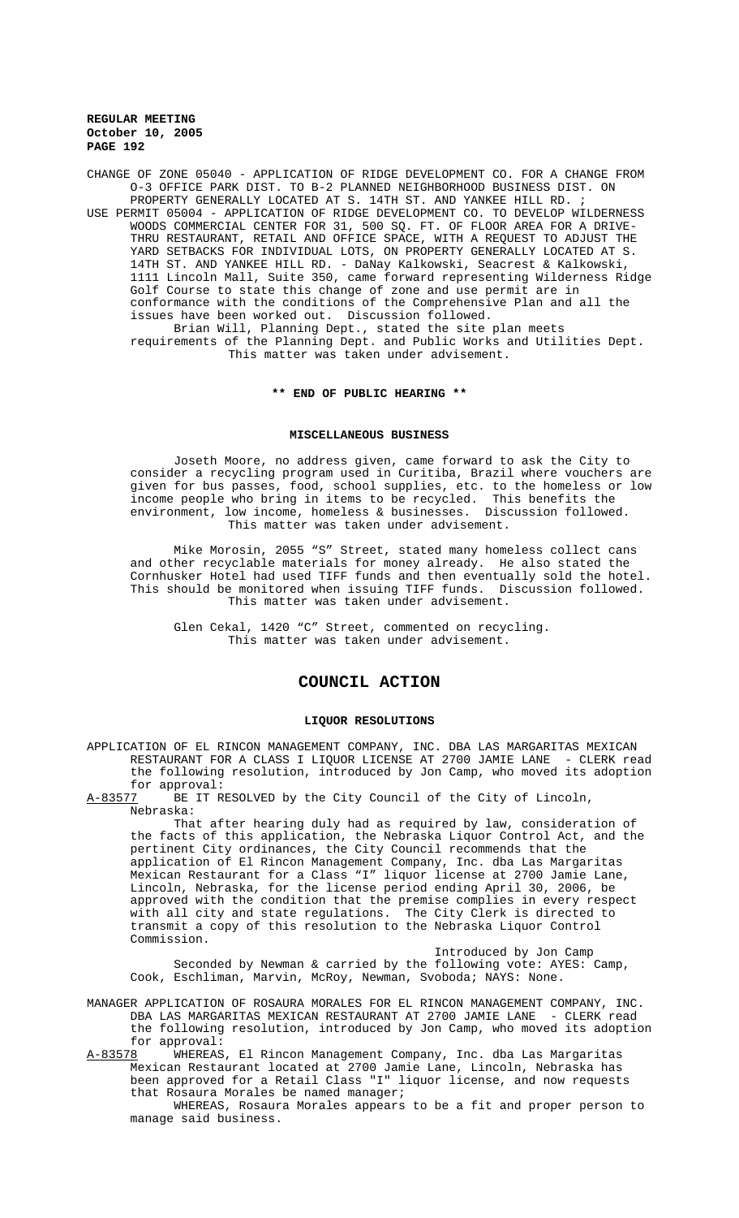CHANGE OF ZONE 05040 - APPLICATION OF RIDGE DEVELOPMENT CO. FOR A CHANGE FROM O-3 OFFICE PARK DIST. TO B-2 PLANNED NEIGHBORHOOD BUSINESS DIST. ON PROPERTY GENERALLY LOCATED AT S. 14TH ST. AND YANKEE HILL RD. ;

USE PERMIT 05004 - APPLICATION OF RIDGE DEVELOPMENT CO. TO DEVELOP WILDERNESS WOODS COMMERCIAL CENTER FOR 31, 500 SQ. FT. OF FLOOR AREA FOR A DRIVE-THRU RESTAURANT, RETAIL AND OFFICE SPACE, WITH A REQUEST TO ADJUST THE YARD SETBACKS FOR INDIVIDUAL LOTS, ON PROPERTY GENERALLY LOCATED AT S. 14TH ST. AND YANKEE HILL RD. - DaNay Kalkowski, Seacrest & Kalkowski, 1111 Lincoln Mall, Suite 350, came forward representing Wilderness Ridge Golf Course to state this change of zone and use permit are in conformance with the conditions of the Comprehensive Plan and all the issues have been worked out. Discussion followed.

Brian Will, Planning Dept., stated the site plan meets requirements of the Planning Dept. and Public Works and Utilities Dept. This matter was taken under advisement.

**\*\* END OF PUBLIC HEARING \*\***

## MISCELLANEOUS BUSINESS

Joseth Moore, no address given, came forward to ask the City to consider a recycling program used in Curitiba, Brazil where vouchers are given for bus passes, food, school supplies, etc. to the homeless or low income people who bring in items to be recycled. This benefits the environment, low income, homeless & businesses. Discussion followed. This matter was taken under advisement.

Mike Morosin, 2055 "S" Street, stated many homeless collect cans and other recyclable materials for money already. He also stated the Cornhusker Hotel had used TIFF funds and then eventually sold the hotel. This should be monitored when issuing TIFF funds. Discussion followed. This matter was taken under advisement.

Glen Cekal, 1420 "C" Street, commented on recycling. This matter was taken under advisement.

# COUNCIL ACTION

## LIQUOR RESOLUTIONS

APPLICATION OF EL RINCON MANAGEMENT COMPANY, INC. DBA LAS MARGARITAS MEXICAN RESTAURANT FOR A CLASS I LIQUOR LICENSE AT 2700 JAMIE LANE - CLERK read the following resolution, introduced by Jon Camp, who moved its adoption for approval:

A-83577 BE IT RESOLVED by the City Council of the City of Lincoln, Nebraska:

That after hearing duly had as required by law, consideration of the facts of this application, the Nebraska Liquor Control Act, and the pertinent City ordinances, the City Council recommends that the application of El Rincon Management Company, Inc. dba Las Margaritas Mexican Restaurant for a Class "I" liquor license at 2700 Jamie Lane, Lincoln, Nebraska, for the license period ending April 30, 2006, be approved with the condition that the premise complies in every respect with all city and state regulations. The City Clerk is directed to transmit a copy of this resolution to the Nebraska Liquor Control Commission.

Introduced by Jon Camp

Seconded by Newman & carried by the following vote: AYES: Camp, Cook, Eschliman, Marvin, McRoy, Newman, Svoboda; NAYS: None.

MANAGER APPLICATION OF ROSAURA MORALES FOR EL RINCON MANAGEMENT COMPANY, INC. DBA LAS MARGARITAS MEXICAN RESTAURANT AT 2700 JAMIE LANE - CLERK read the following resolution, introduced by Jon Camp, who moved its adoption for approval:

A-83578 WHEREAS, El Rincon Management Company, Inc. dba Las Margaritas Mexican Restaurant located at 2700 Jamie Lane, Lincoln, Nebraska has been approved for a Retail Class "I" liquor license, and now requests that Rosaura Morales be named manager;

WHEREAS, Rosaura Morales appears to be a fit and proper person to manage said business.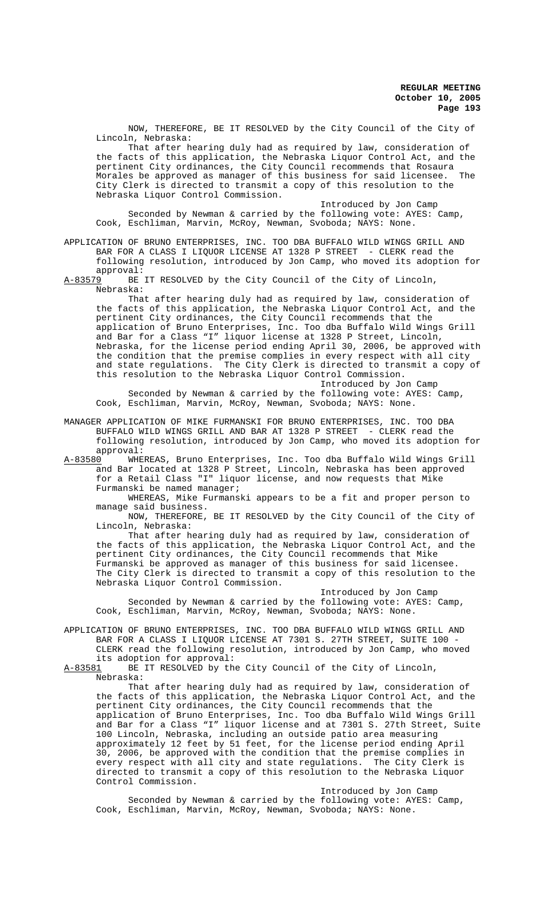NOW, THEREFORE, BE IT RESOLVED by the City Council of the City of Lincoln, Nebraska:

That after hearing duly had as required by law, consideration of the facts of this application, the Nebraska Liquor Control Act, and the pertinent City ordinances, the City Council recommends that Rosaura Morales be approved as manager of this business for said licensee. The City Clerk is directed to transmit a copy of this resolution to the Nebraska Liquor Control Commission.

Introduced by Jon Camp

Seconded by Newman & carried by the following vote: AYES: Camp, Cook, Eschliman, Marvin, McRoy, Newman, Svoboda; NAYS: None.

APPLICATION OF BRUNO ENTERPRISES, INC. TOO DBA BUFFALO WILD WINGS GRILL AND BAR FOR A CLASS I LIQUOR LICENSE AT 1328 P STREET - CLERK read the following resolution, introduced by Jon Camp, who moved its adoption for approval:

A-83579 BE IT RESOLVED by the City Council of the City of Lincoln, Nebraska:

That after hearing duly had as required by law, consideration of the facts of this application, the Nebraska Liquor Control Act, and the pertinent City ordinances, the City Council recommends that the application of Bruno Enterprises, Inc. Too dba Buffalo Wild Wings Grill and Bar for a Class "I" liquor license at 1328 P Street, Lincoln, Nebraska, for the license period ending April 30, 2006, be approved with the condition that the premise complies in every respect with all city and state regulations. The City Clerk is directed to transmit a copy of this resolution to the Nebraska Liquor Control Commission.

Introduced by Jon Camp

Seconded by Newman & carried by the following vote: AYES: Camp, Cook, Eschliman, Marvin, McRoy, Newman, Svoboda; NAYS: None.

MANAGER APPLICATION OF MIKE FURMANSKI FOR BRUNO ENTERPRISES, INC. TOO DBA BUFFALO WILD WINGS GRILL AND BAR AT 1328 P STREET - CLERK read the following resolution, introduced by Jon Camp, who moved its adoption for approval:

A-83580 WHEREAS, Bruno Enterprises, Inc. Too dba Buffalo Wild Wings Grill and Bar located at 1328 P Street, Lincoln, Nebraska has been approved for a Retail Class "I" liquor license, and now requests that Mike Furmanski be named manager;

WHEREAS, Mike Furmanski appears to be a fit and proper person to manage said business.

NOW, THEREFORE, BE IT RESOLVED by the City Council of the City of Lincoln, Nebraska:

That after hearing duly had as required by law, consideration of the facts of this application, the Nebraska Liquor Control Act, and the pertinent City ordinances, the City Council recommends that Mike Furmanski be approved as manager of this business for said licensee. The City Clerk is directed to transmit a copy of this resolution to the Nebraska Liquor Control Commission.

Introduced by Jon Camp

Seconded by Newman & carried by the following vote: AYES: Camp, Cook, Eschliman, Marvin, McRoy, Newman, Svoboda; NAYS: None.

APPLICATION OF BRUNO ENTERPRISES, INC. TOO DBA BUFFALO WILD WINGS GRILL AND BAR FOR A CLASS I LIQUOR LICENSE AT 7301 S. 27TH STREET, SUITE 100 - CLERK read the following resolution, introduced by Jon Camp, who moved its adoption for approval:

A-83581 BE IT RESOLVED by the City Council of the City of Lincoln, Nebraska:

That after hearing duly had as required by law, consideration of the facts of this application, the Nebraska Liquor Control Act, and the pertinent City ordinances, the City Council recommends that the application of Bruno Enterprises, Inc. Too dba Buffalo Wild Wings Grill and Bar for a Class "I" liquor license and at 7301 S. 27th Street, Suite 100 Lincoln, Nebraska, including an outside patio area measuring approximately 12 feet by 51 feet, for the license period ending April 30, 2006, be approved with the condition that the premise complies in every respect with all city and state regulations. The City Clerk is directed to transmit a copy of this resolution to the Nebraska Liquor Control Commission.

Introduced by Jon Camp

Seconded by Newman & carried by the following vote: AYES: Camp, Cook, Eschliman, Marvin, McRoy, Newman, Svoboda; NAYS: None.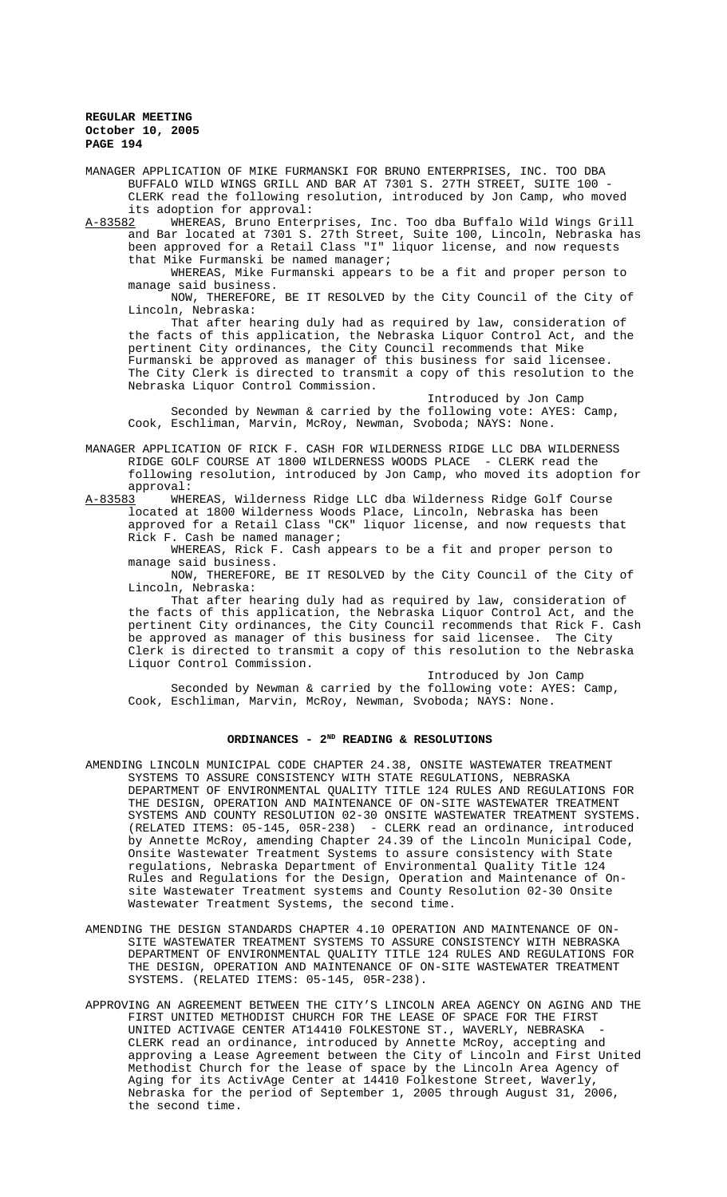MANAGER APPLICATION OF MIKE FURMANSKI FOR BRUNO ENTERPRISES, INC. TOO DBA BUFFALO WILD WINGS GRILL AND BAR AT 7301 S. 27TH STREET, SUITE 100 - CLERK read the following resolution, introduced by Jon Camp, who moved its adoption for approval:

A-83582 WHEREAS, Bruno Enterprises, Inc. Too dba Buffalo Wild Wings Grill and Bar located at 7301 S. 27th Street, Suite 100, Lincoln, Nebraska has been approved for a Retail Class "I" liquor license, and now requests that Mike Furmanski be named manager;

WHEREAS, Mike Furmanski appears to be a fit and proper person to manage said business.

NOW, THEREFORE, BE IT RESOLVED by the City Council of the City of Lincoln, Nebraska:

That after hearing duly had as required by law, consideration of the facts of this application, the Nebraska Liquor Control Act, and the pertinent City ordinances, the City Council recommends that Mike Furmanski be approved as manager of this business for said licensee. The City Clerk is directed to transmit a copy of this resolution to the Nebraska Liquor Control Commission.

Introduced by Jon Camp

Seconded by Newman & carried by the following vote: AYES: Camp, Cook, Eschliman, Marvin, McRoy, Newman, Svoboda; NAYS: None.

MANAGER APPLICATION OF RICK F. CASH FOR WILDERNESS RIDGE LLC DBA WILDERNESS RIDGE GOLF COURSE AT 1800 WILDERNESS WOODS PLACE - CLERK read the following resolution, introduced by Jon Camp, who moved its adoption for approval:

A-83583 WHEREAS, Wilderness Ridge LLC dba Wilderness Ridge Golf Course located at 1800 Wilderness Woods Place, Lincoln, Nebraska has been approved for a Retail Class "CK" liquor license, and now requests that Rick F. Cash be named manager;

WHEREAS, Rick F. Cash appears to be a fit and proper person to manage said business.

NOW, THEREFORE, BE IT RESOLVED by the City Council of the City of Lincoln, Nebraska:

That after hearing duly had as required by law, consideration of the facts of this application, the Nebraska Liquor Control Act, and the pertinent City ordinances, the City Council recommends that Rick F. Cash be approved as manager of this business for said licensee. The City Clerk is directed to transmit a copy of this resolution to the Nebraska Liquor Control Commission.

Introduced by Jon Camp

Seconded by Newman & carried by the following vote: AYES: Camp, Cook, Eschliman, Marvin, McRoy, Newman, Svoboda; NAYS: None.

## ORDINANCES - 2ND READING & RESOLUTIONS

AMENDING LINCOLN MUNICIPAL CODE CHAPTER 24.38, ONSITE WASTEWATER TREATMENT SYSTEMS TO ASSURE CONSISTENCY WITH STATE REGULATIONS, NEBRASKA DEPARTMENT OF ENVIRONMENTAL QUALITY TITLE 124 RULES AND REGULATIONS FOR THE DESIGN, OPERATION AND MAINTENANCE OF ON-SITE WASTEWATER TREATMENT SYSTEMS AND COUNTY RESOLUTION 02-30 ONSITE WASTEWATER TREATMENT SYSTEMS. (RELATED ITEMS: 05-145, 05R-238) - CLERK read an ordinance, introduced by Annette McRoy, amending Chapter 24.39 of the Lincoln Municipal Code, Onsite Wastewater Treatment Systems to assure consistency with State regulations, Nebraska Department of Environmental Quality Title 124 Rules and Regulations for the Design, Operation and Maintenance of On-site Wastewater Treatment systems and County Resolution 02-30 Onsite Wastewater Treatment Systems, the second time.

AMENDING THE DESIGN STANDARDS CHAPTER 4.10 OPERATION AND MAINTENANCE OF ON-SITE WASTEWATER TREATMENT SYSTEMS TO ASSURE CONSISTENCY WITH NEBRASKA DEPARTMENT OF ENVIRONMENTAL QUALITY TITLE 124 RULES AND REGULATIONS FOR THE DESIGN, OPERATION AND MAINTENANCE OF ON-SITE WASTEWATER TREATMENT SYSTEMS. (RELATED ITEMS: 05-145, 05R-238).

APPROVING AN AGREEMENT BETWEEN THE CITY'S LINCOLN AREA AGENCY ON AGING AND THE FIRST UNITED METHODIST CHURCH FOR THE LEASE OF SPACE FOR THE FIRST UNITED ACTIVAGE CENTER AT14410 FOLKESTONE ST., WAVERLY, NEBRASKA - CLERK read an ordinance, introduced by Annette McRoy, accepting and approving a Lease Agreement between the City of Lincoln and First United Methodist Church for the lease of space by the Lincoln Area Agency of Aging for its ActivAge Center at 14410 Folkestone Street, Waverly, Nebraska for the period of September 1, 2005 through August 31, 2006, the second time.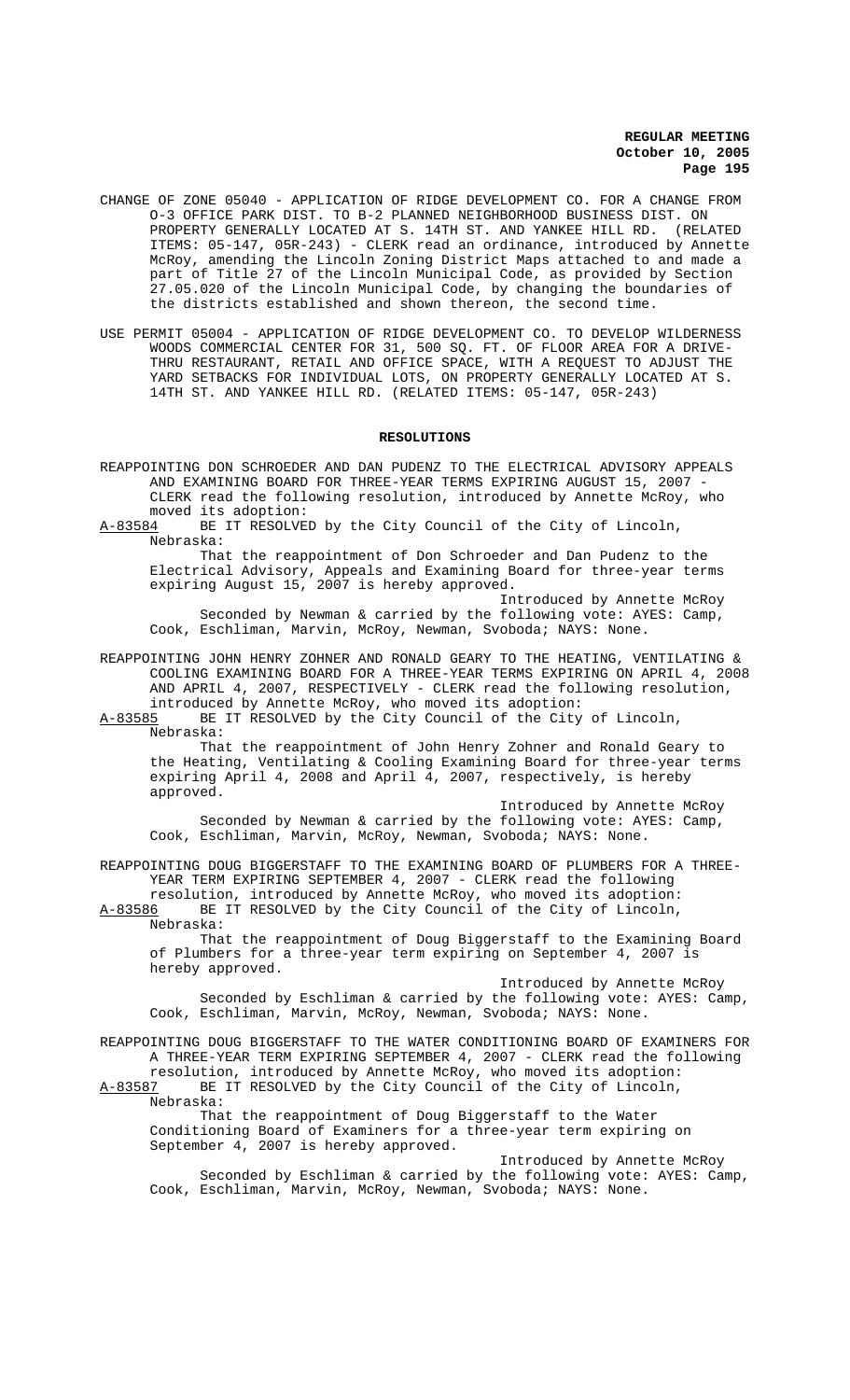CHANGE OF ZONE 05040 - APPLICATION OF RIDGE DEVELOPMENT CO. FOR A CHANGE FROM O-3 OFFICE PARK DIST. TO B-2 PLANNED NEIGHBORHOOD BUSINESS DIST. ON PROPERTY GENERALLY LOCATED AT S. 14TH ST. AND YANKEE HILL RD. (RELATED ITEMS: 05-147, 05R-243) - CLERK read an ordinance, introduced by Annette McRoy, amending the Lincoln Zoning District Maps attached to and made a part of Title 27 of the Lincoln Municipal Code, as provided by Section 27.05.020 of the Lincoln Municipal Code, by changing the boundaries of the districts established and shown thereon, the second time.

USE PERMIT 05004 - APPLICATION OF RIDGE DEVELOPMENT CO. TO DEVELOP WILDERNESS WOODS COMMERCIAL CENTER FOR 31, 500 SQ. FT. OF FLOOR AREA FOR A DRIVE-THRU RESTAURANT, RETAIL AND OFFICE SPACE, WITH A REQUEST TO ADJUST THE YARD SETBACKS FOR INDIVIDUAL LOTS, ON PROPERTY GENERALLY LOCATED AT S. 14TH ST. AND YANKEE HILL RD. (RELATED ITEMS: 05-147, 05R-243)

## RESOLUTIONS

REAPPOINTING DON SCHROEDER AND DAN PUDENZ TO THE ELECTRICAL ADVISORY APPEALS AND EXAMINING BOARD FOR THREE-YEAR TERMS EXPIRING AUGUST 15, 2007 - CLERK read the following resolution, introduced by Annette McRoy, who moved its adoption:

A-83584 BE IT RESOLVED by the City Council of the City of Lincoln, Nebraska:

That the reappointment of Don Schroeder and Dan Pudenz to the Electrical Advisory, Appeals and Examining Board for three-year terms expiring August 15, 2007 is hereby approved.

Introduced by Annette McRoy

Seconded by Newman & carried by the following vote: AYES: Camp, Cook, Eschliman, Marvin, McRoy, Newman, Svoboda; NAYS: None.

REAPPOINTING JOHN HENRY ZOHNER AND RONALD GEARY TO THE HEATING, VENTILATING & COOLING EXAMINING BOARD FOR A THREE-YEAR TERMS EXPIRING ON APRIL 4, 2008 AND APRIL 4, 2007, RESPECTIVELY - CLERK read the following resolution, introduced by Annette McRoy, who moved its adoption:

A-83585 BE IT RESOLVED by the City Council of the City of Lincoln, Nebraska:

That the reappointment of John Henry Zohner and Ronald Geary to the Heating, Ventilating & Cooling Examining Board for three-year terms expiring April 4, 2008 and April 4, 2007, respectively, is hereby approved.

Introduced by Annette McRoy

Seconded by Newman & carried by the following vote: AYES: Camp, Cook, Eschliman, Marvin, McRoy, Newman, Svoboda; NAYS: None.

REAPPOINTING DOUG BIGGERSTAFF TO THE EXAMINING BOARD OF PLUMBERS FOR A THREE-YEAR TERM EXPIRING SEPTEMBER 4, 2007 - CLERK read the following resolution, introduced by Annette McRoy, who moved its adoption:

A-83586 BE IT RESOLVED by the City Council of the City of Lincoln, Nebraska:

That the reappointment of Doug Biggerstaff to the Examining Board of Plumbers for a three-year term expiring on September 4, 2007 is hereby approved.

Introduced by Annette McRoy

Seconded by Eschliman & carried by the following vote: AYES: Camp, Cook, Eschliman, Marvin, McRoy, Newman, Svoboda; NAYS: None.

REAPPOINTING DOUG BIGGERSTAFF TO THE WATER CONDITIONING BOARD OF EXAMINERS FOR A THREE-YEAR TERM EXPIRING SEPTEMBER 4, 2007 - CLERK read the following resolution, introduced by Annette McRoy, who moved its adoption:

A-83587 BE IT RESOLVED by the City Council of the City of Lincoln, Nebraska:

That the reappointment of Doug Biggerstaff to the Water Conditioning Board of Examiners for a three-year term expiring on September 4, 2007 is hereby approved.

Introduced by Annette McRoy

Seconded by Eschliman & carried by the following vote: AYES: Camp, Cook, Eschliman, Marvin, McRoy, Newman, Svoboda; NAYS: None.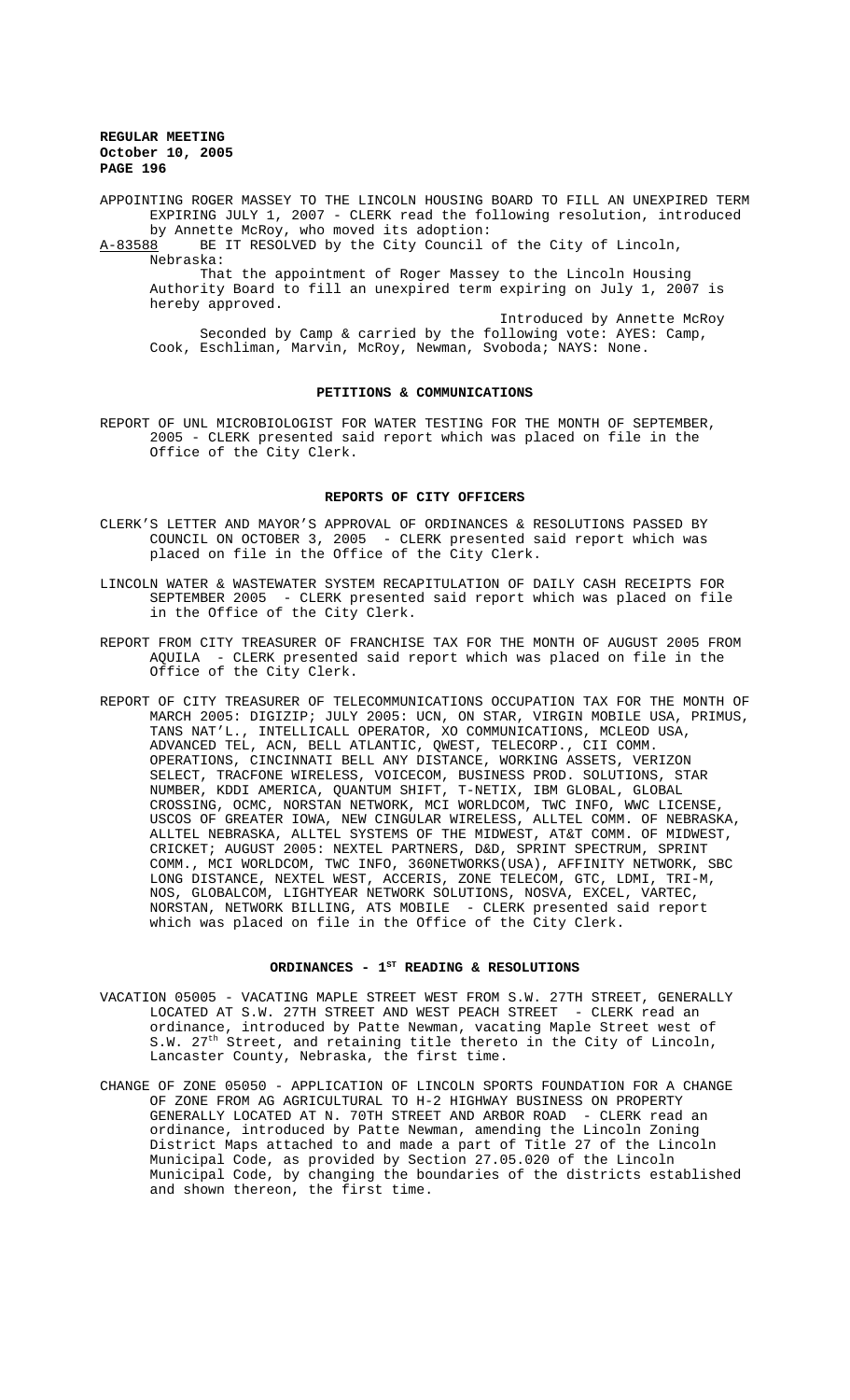APPOINTING ROGER MASSEY TO THE LINCOLN HOUSING BOARD TO FILL AN UNEXPIRED TERM EXPIRING JULY 1, 2007 - CLERK read the following resolution, introduced by Annette McRoy, who moved its adoption:

A-83588 BE IT RESOLVED by the City Council of the City of Lincoln, Nebraska:

That the appointment of Roger Massey to the Lincoln Housing Authority Board to fill an unexpired term expiring on July 1, 2007 is hereby approved.

Introduced by Annette McRoy

Seconded by Camp & carried by the following vote: AYES: Camp, Cook, Eschliman, Marvin, McRoy, Newman, Svoboda; NAYS: None.

## PETITIONS & COMMUNICATIONS

REPORT OF UNL MICROBIOLOGIST FOR WATER TESTING FOR THE MONTH OF SEPTEMBER, 2005 - CLERK presented said report which was placed on file in the Office of the City Clerk.

## REPORTS OF CITY OFFICERS

CLERK'S LETTER AND MAYOR'S APPROVAL OF ORDINANCES & RESOLUTIONS PASSED BY COUNCIL ON OCTOBER 3, 2005 - CLERK presented said report which was placed on file in the Office of the City Clerk.

LINCOLN WATER & WASTEWATER SYSTEM RECAPITULATION OF DAILY CASH RECEIPTS FOR SEPTEMBER 2005 - CLERK presented said report which was placed on file in the Office of the City Clerk.

REPORT FROM CITY TREASURER OF FRANCHISE TAX FOR THE MONTH OF AUGUST 2005 FROM AQUILA - CLERK presented said report which was placed on file in the Office of the City Clerk.

REPORT OF CITY TREASURER OF TELECOMMUNICATIONS OCCUPATION TAX FOR THE MONTH OF MARCH 2005: DIGIZIP; JULY 2005: UCN, ON STAR, VIRGIN MOBILE USA, PRIMUS, TANS NAT'L., INTELLICALL OPERATOR, XO COMMUNICATIONS, MCLEOD USA, ADVANCED TEL, ACN, BELL ATLANTIC, QWEST, TELECORP., CII COMM. OPERATIONS, CINCINNATI BELL ANY DISTANCE, WORKING ASSETS, VERIZON SELECT, TRACFONE WIRELESS, VOICECOM, BUSINESS PROD. SOLUTIONS, STAR NUMBER, KDDI AMERICA, QUANTUM SHIFT, T-NETIX, IBM GLOBAL, GLOBAL CROSSING, OCMC, NORSTAN NETWORK, MCI WORLDCOM, TWC INFO, WWC LICENSE, USCOS OF GREATER IOWA, NEW CINGULAR WIRELESS, ALLTEL COMM. OF NEBRASKA, ALLTEL NEBRASKA, ALLTEL SYSTEMS OF THE MIDWEST, AT&T COMM. OF MIDWEST, CRICKET; AUGUST 2005: NEXTEL PARTNERS, D&D, SPRINT SPECTRUM, SPRINT COMM., MCI WORLDCOM, TWC INFO, 360NETWORKS(USA), AFFINITY NETWORK, SBC LONG DISTANCE, NEXTEL WEST, ACCERIS, ZONE TELECOM, GTC, LDMI, TRI-M, NOS, GLOBALCOM, LIGHTYEAR NETWORK SOLUTIONS, NOSVA, EXCEL, VARTEC, NORSTAN, NETWORK BILLING, ATS MOBILE - CLERK presented said report which was placed on file in the Office of the City Clerk.

## ORDINANCES - 1ST READING & RESOLUTIONS

VACATION 05005 - VACATING MAPLE STREET WEST FROM S.W. 27TH STREET, GENERALLY LOCATED AT S.W. 27TH STREET AND WEST PEACH STREET - CLERK read an ordinance, introduced by Patte Newman, vacating Maple Street west of S.W. 27th Street, and retaining title thereto in the City of Lincoln, Lancaster County, Nebraska, the first time.

CHANGE OF ZONE 05050 - APPLICATION OF LINCOLN SPORTS FOUNDATION FOR A CHANGE OF ZONE FROM AG AGRICULTURAL TO H-2 HIGHWAY BUSINESS ON PROPERTY GENERALLY LOCATED AT N. 70TH STREET AND ARBOR ROAD - CLERK read an ordinance, introduced by Patte Newman, amending the Lincoln Zoning District Maps attached to and made a part of Title 27 of the Lincoln Municipal Code, as provided by Section 27.05.020 of the Lincoln Municipal Code, by changing the boundaries of the districts established and shown thereon, the first time.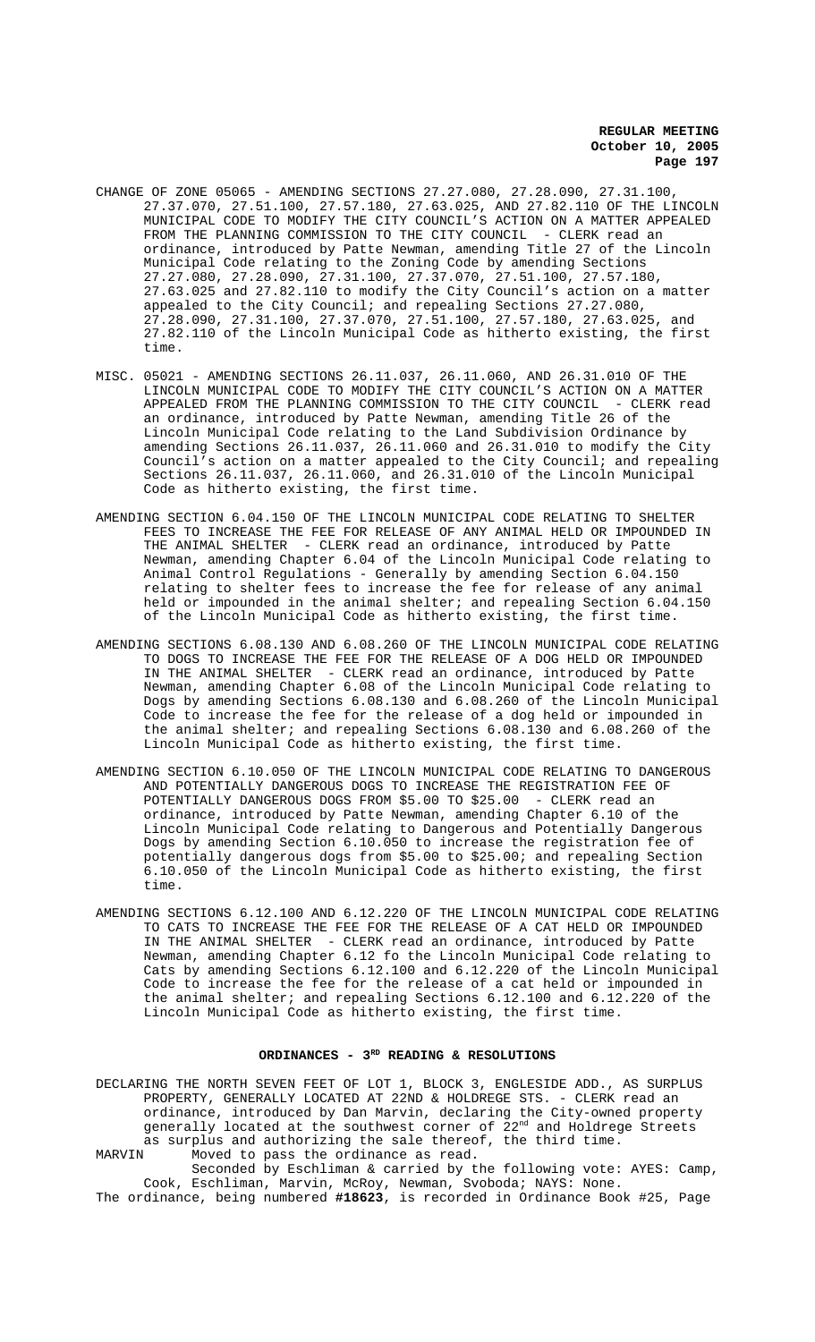CHANGE OF ZONE 05065 - AMENDING SECTIONS 27.27.080, 27.28.090, 27.31.100, 27.37.070, 27.51.100, 27.57.180, 27.63.025, AND 27.82.110 OF THE LINCOLN MUNICIPAL CODE TO MODIFY THE CITY COUNCIL'S ACTION ON A MATTER APPEALED FROM THE PLANNING COMMISSION TO THE CITY COUNCIL - CLERK read an ordinance, introduced by Patte Newman, amending Title 27 of the Lincoln Municipal Code relating to the Zoning Code by amending Sections 27.27.080, 27.28.090, 27.31.100, 27.37.070, 27.51.100, 27.57.180, 27.63.025 and 27.82.110 to modify the City Council's action on a matter appealed to the City Council; and repealing Sections 27.27.080, 27.28.090, 27.31.100, 27.37.070, 27.51.100, 27.57.180, 27.63.025, and 27.82.110 of the Lincoln Municipal Code as hitherto existing, the first time.

MISC. 05021 - AMENDING SECTIONS 26.11.037, 26.11.060, AND 26.31.010 OF THE LINCOLN MUNICIPAL CODE TO MODIFY THE CITY COUNCIL'S ACTION ON A MATTER APPEALED FROM THE PLANNING COMMISSION TO THE CITY COUNCIL - CLERK read an ordinance, introduced by Patte Newman, amending Title 26 of the Lincoln Municipal Code relating to the Land Subdivision Ordinance by amending Sections 26.11.037, 26.11.060 and 26.31.010 to modify the City Council's action on a matter appealed to the City Council; and repealing Sections 26.11.037, 26.11.060, and 26.31.010 of the Lincoln Municipal Code as hitherto existing, the first time.

AMENDING SECTION 6.04.150 OF THE LINCOLN MUNICIPAL CODE RELATING TO SHELTER FEES TO INCREASE THE FEE FOR RELEASE OF ANY ANIMAL HELD OR IMPOUNDED IN THE ANIMAL SHELTER - CLERK read an ordinance, introduced by Patte Newman, amending Chapter 6.04 of the Lincoln Municipal Code relating to Animal Control Regulations - Generally by amending Section 6.04.150 relating to shelter fees to increase the fee for release of any animal held or impounded in the animal shelter; and repealing Section 6.04.150 of the Lincoln Municipal Code as hitherto existing, the first time.

AMENDING SECTIONS 6.08.130 AND 6.08.260 OF THE LINCOLN MUNICIPAL CODE RELATING TO DOGS TO INCREASE THE FEE FOR THE RELEASE OF A DOG HELD OR IMPOUNDED IN THE ANIMAL SHELTER - CLERK read an ordinance, introduced by Patte Newman, amending Chapter 6.08 of the Lincoln Municipal Code relating to Dogs by amending Sections 6.08.130 and 6.08.260 of the Lincoln Municipal Code to increase the fee for the release of a dog held or impounded in the animal shelter; and repealing Sections 6.08.130 and 6.08.260 of the Lincoln Municipal Code as hitherto existing, the first time.

AMENDING SECTION 6.10.050 OF THE LINCOLN MUNICIPAL CODE RELATING TO DANGEROUS AND POTENTIALLY DANGEROUS DOGS TO INCREASE THE REGISTRATION FEE OF POTENTIALLY DANGEROUS DOGS FROM $5.00 TO $25.00 - CLERK read an ordinance, introduced by Patte Newman, amending Chapter 6.10 of the Lincoln Municipal Code relating to Dangerous and Potentially Dangerous Dogs by amending Section 6.10.050 to increase the registration fee of potentially dangerous dogs from $5.00 to $25.00; and repealing Section 6.10.050 of the Lincoln Municipal Code as hitherto existing, the first time.

AMENDING SECTIONS 6.12.100 AND 6.12.220 OF THE LINCOLN MUNICIPAL CODE RELATING TO CATS TO INCREASE THE FEE FOR THE RELEASE OF A CAT HELD OR IMPOUNDED IN THE ANIMAL SHELTER - CLERK read an ordinance, introduced by Patte Newman, amending Chapter 6.12 fo the Lincoln Municipal Code relating to Cats by amending Sections 6.12.100 and 6.12.220 of the Lincoln Municipal Code to increase the fee for the release of a cat held or impounded in the animal shelter; and repealing Sections 6.12.100 and 6.12.220 of the Lincoln Municipal Code as hitherto existing, the first time.

## ORDINANCES - 3RD READING & RESOLUTIONS

DECLARING THE NORTH SEVEN FEET OF LOT 1, BLOCK 3, ENGLESIDE ADD., AS SURPLUS PROPERTY, GENERALLY LOCATED AT 22ND & HOLDREGE STS. - CLERK read an ordinance, introduced by Dan Marvin, declaring the City-owned property generally located at the southwest corner of 22nd and Holdrege Streets as surplus and authorizing the sale thereof, the third time.

MARVIN Moved to pass the ordinance as read.

Seconded by Eschliman & carried by the following vote: AYES: Camp, Cook, Eschliman, Marvin, McRoy, Newman, Svoboda; NAYS: None.

The ordinance, being numbered **#18623**, is recorded in Ordinance Book #25, Page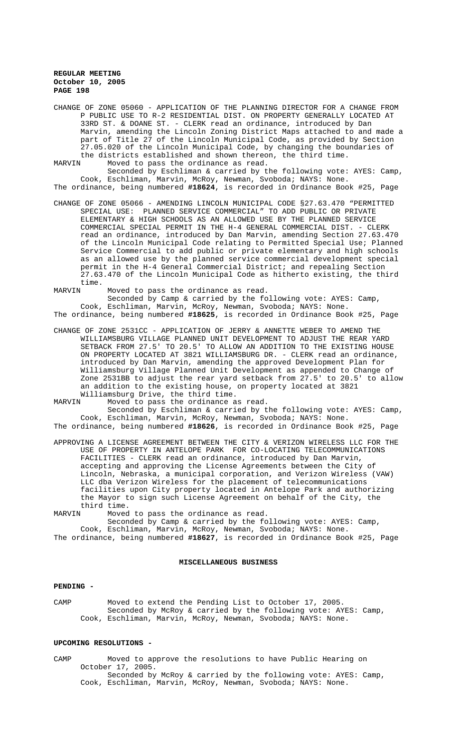CHANGE OF ZONE 05060 - APPLICATION OF THE PLANNING DIRECTOR FOR A CHANGE FROM P PUBLIC USE TO R-2 RESIDENTIAL DIST. ON PROPERTY GENERALLY LOCATED AT 33RD ST. & DOANE ST. - CLERK read an ordinance, introduced by Dan Marvin, amending the Lincoln Zoning District Maps attached to and made a part of Title 27 of the Lincoln Municipal Code, as provided by Section 27.05.020 of the Lincoln Municipal Code, by changing the boundaries of the districts established and shown thereon, the third time.

MARVIN Moved to pass the ordinance as read.

Seconded by Eschliman & carried by the following vote: AYES: Camp, Cook, Eschliman, Marvin, McRoy, Newman, Svoboda; NAYS: None.

The ordinance, being numbered **#18624**, is recorded in Ordinance Book #25, Page

CHANGE OF ZONE 05066 - AMENDING LINCOLN MUNICIPAL CODE §27.63.470 "PERMITTED SPECIAL USE: PLANNED SERVICE COMMERCIAL" TO ADD PUBLIC OR PRIVATE ELEMENTARY & HIGH SCHOOLS AS AN ALLOWED USE BY THE PLANNED SERVICE COMMERCIAL SPECIAL PERMIT IN THE H-4 GENERAL COMMERCIAL DIST. - CLERK read an ordinance, introduced by Dan Marvin, amending Section 27.63.470 of the Lincoln Municipal Code relating to Permitted Special Use; Planned Service Commercial to add public or private elementary and high schools as an allowed use by the planned service commercial development special permit in the H-4 General Commercial District; and repealing Section 27.63.470 of the Lincoln Municipal Code as hitherto existing, the third time.

MARVIN Moved to pass the ordinance as read.

Seconded by Camp & carried by the following vote: AYES: Camp, Cook, Eschliman, Marvin, McRoy, Newman, Svoboda; NAYS: None.

The ordinance, being numbered **#18625**, is recorded in Ordinance Book #25, Page

CHANGE OF ZONE 2531CC - APPLICATION OF JERRY & ANNETTE WEBER TO AMEND THE WILLIAMSBURG VILLAGE PLANNED UNIT DEVELOPMENT TO ADJUST THE REAR YARD SETBACK FROM 27.5' TO 20.5' TO ALLOW AN ADDITION TO THE EXISTING HOUSE ON PROPERTY LOCATED AT 3821 WILLIAMSBURG DR. - CLERK read an ordinance, introduced by Dan Marvin, amending the approved Development Plan for Williamsburg Village Planned Unit Development as appended to Change of Zone 2531BB to adjust the rear yard setback from 27.5' to 20.5' to allow an addition to the existing house, on property located at 3821 Williamsburg Drive, the third time.

MARVIN Moved to pass the ordinance as read.

Seconded by Eschliman & carried by the following vote: AYES: Camp, Cook, Eschliman, Marvin, McRoy, Newman, Svoboda; NAYS: None.

The ordinance, being numbered **#18626**, is recorded in Ordinance Book #25, Page

APPROVING A LICENSE AGREEMENT BETWEEN THE CITY & VERIZON WIRELESS LLC FOR THE USE OF PROPERTY IN ANTELOPE PARK FOR CO-LOCATING TELECOMMUNICATIONS FACILITIES - CLERK read an ordinance, introduced by Dan Marvin, accepting and approving the License Agreements between the City of Lincoln, Nebraska, a municipal corporation, and Verizon Wireless (VAW) LLC dba Verizon Wireless for the placement of telecommunications facilities upon City property located in Antelope Park and authorizing the Mayor to sign such License Agreement on behalf of the City, the third time.

MARVIN Moved to pass the ordinance as read.

Seconded by Camp & carried by the following vote: AYES: Camp, Cook, Eschliman, Marvin, McRoy, Newman, Svoboda; NAYS: None.

The ordinance, being numbered **#18627**, is recorded in Ordinance Book #25, Page

## MISCELLANEOUS BUSINESS

**PENDING -**

CAMP Moved to extend the Pending List to October 17, 2005.

Seconded by McRoy & carried by the following vote: AYES: Camp, Cook, Eschliman, Marvin, McRoy, Newman, Svoboda; NAYS: None.

**UPCOMING RESOLUTIONS -**

CAMP Moved to approve the resolutions to have Public Hearing on October 17, 2005.

Seconded by McRoy & carried by the following vote: AYES: Camp, Cook, Eschliman, Marvin, McRoy, Newman, Svoboda; NAYS: None.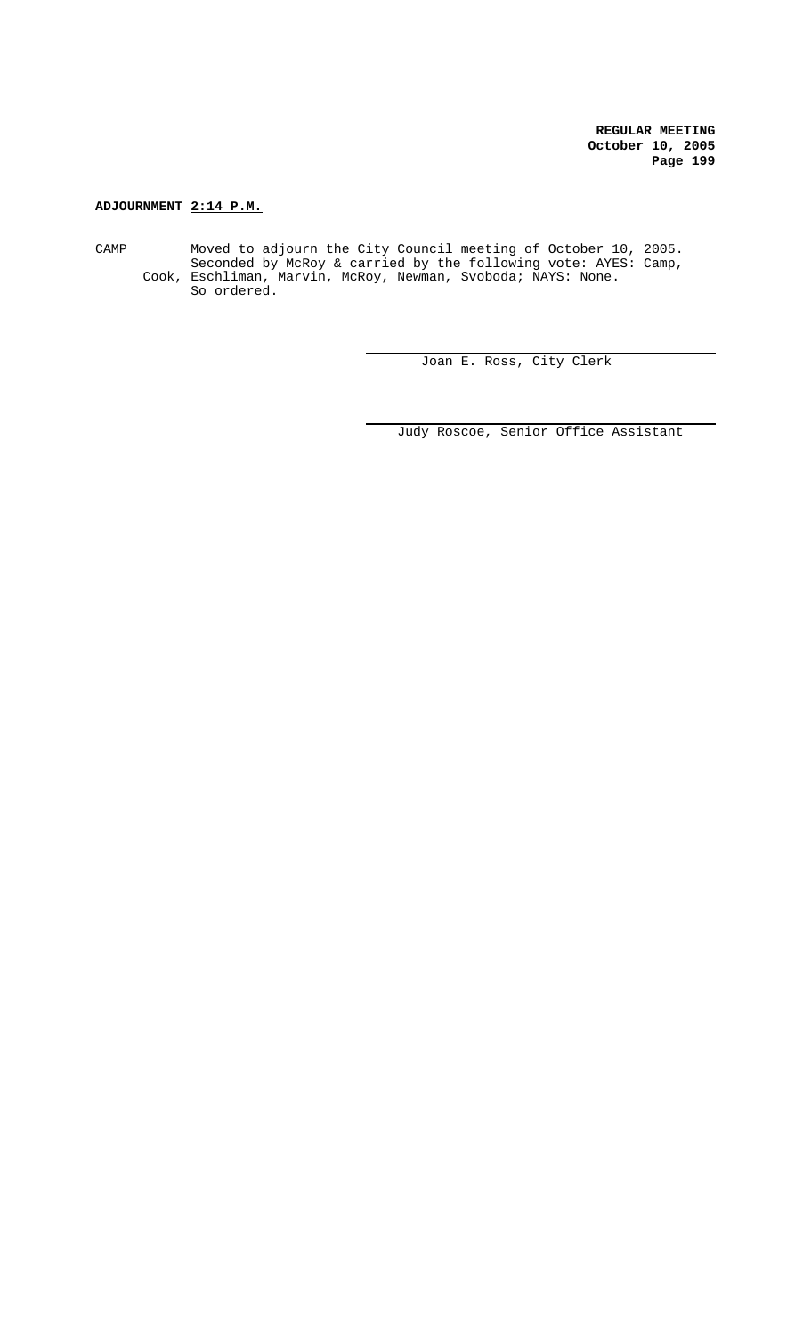**ADJOURNMENT** 2:14 P.M.

CAMP Moved to adjourn the City Council meeting of October 10, 2005. Seconded by McRoy & carried by the following vote: AYES: Camp, Cook, Eschliman, Marvin, McRoy, Newman, Svoboda; NAYS: None. So ordered.

Joan E. Ross, City Clerk

Judy Roscoe, Senior Office Assistant